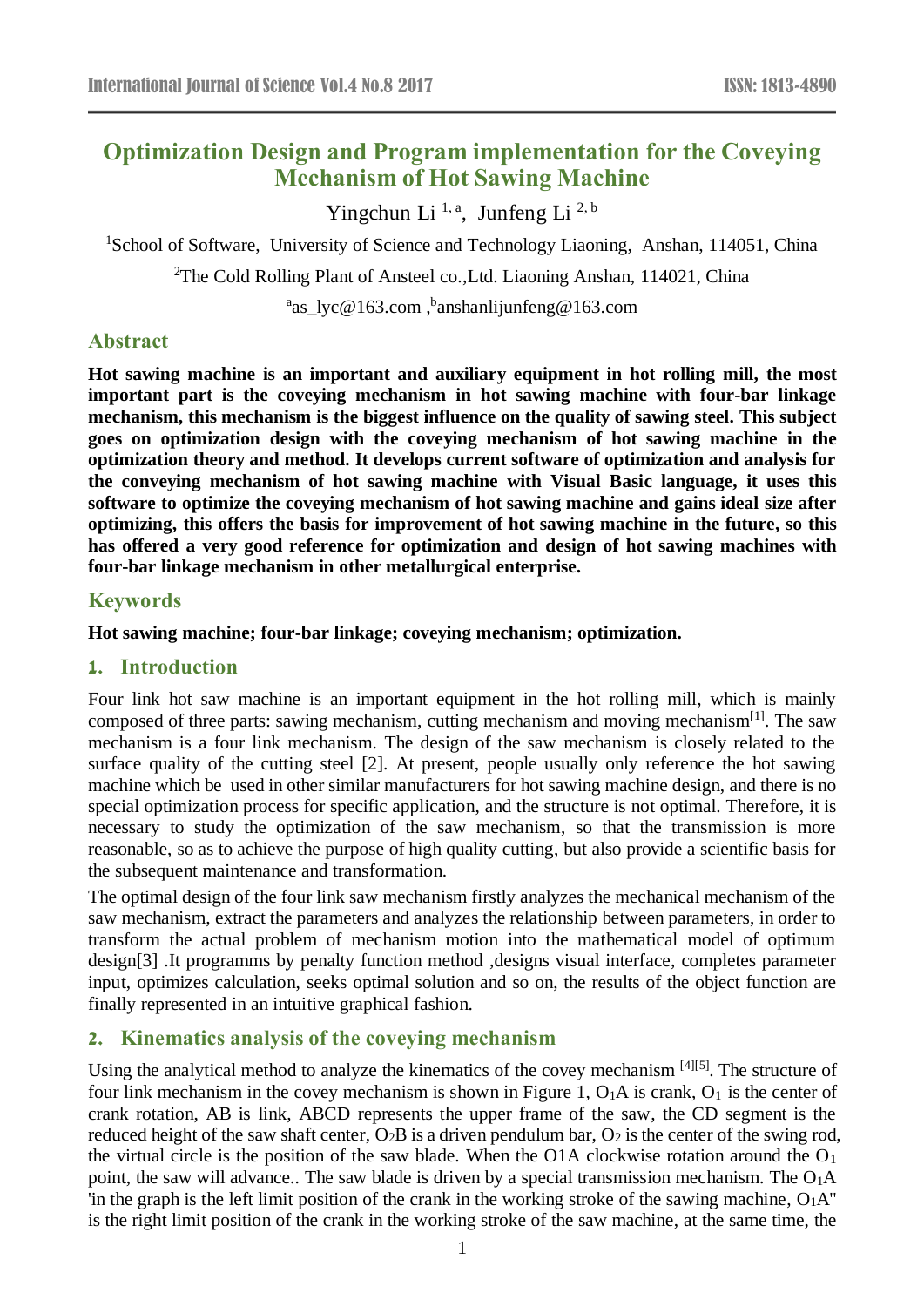# Optimization Design and Program implementation for the Coveying Mechanism of Hot Sawing Machine

Yingchun Li [1, a], Junfeng Li [2, b]

[1]School of Software, University of Science and Technology Liaoning, Anshan, 114051, China

[2]The Cold Rolling Plant of Ansteel co.,Ltd. Liaoning Anshan, 114021, China

[a]as_lyc@163.com ,[b]anshanlijunfeng@163.com

## Abstract

**Hot sawing machine is an important and auxiliary equipment in hot rolling mill, the most important part is the coveying mechanism in hot sawing machine with four-bar linkage mechanism, this mechanism is the biggest influence on the quality of sawing steel. This subject goes on optimization design with the coveying mechanism of hot sawing machine in the optimization theory and method. It develops current software of optimization and analysis for the conveying mechanism of hot sawing machine with Visual Basic language, it uses this software to optimize the coveying mechanism of hot sawing machine and gains ideal size after optimizing, this offers the basis for improvement of hot sawing machine in the future, so this has offered a very good reference for optimization and design of hot sawing machines with four-bar linkage mechanism in other metallurgical enterprise.**

## Keywords

**Hot sawing machine; four-bar linkage; coveying mechanism; optimization.**

## 1. Introduction

Four link hot saw machine is an important equipment in the hot rolling mill, which is mainly composed of three parts: sawing mechanism, cutting mechanism and moving mechanism[1]. The saw mechanism is a four link mechanism. The design of the saw mechanism is closely related to the surface quality of the cutting steel [2]. At present, people usually only reference the hot sawing machine which be used in other similar manufacturers for hot sawing machine design, and there is no special optimization process for specific application, and the structure is not optimal. Therefore, it is necessary to study the optimization of the saw mechanism, so that the transmission is more reasonable, so as to achieve the purpose of high quality cutting, but also provide a scientific basis for the subsequent maintenance and transformation.

The optimal design of the four link saw mechanism firstly analyzes the mechanical mechanism of the saw mechanism, extract the parameters and analyzes the relationship between parameters, in order to transform the actual problem of mechanism motion into the mathematical model of optimum design[3] .It programms by penalty function method ,designs visual interface, completes parameter input, optimizes calculation, seeks optimal solution and so on, the results of the object function are finally represented in an intuitive graphical fashion.

## 2. Kinematics analysis of the coveying mechanism

Using the analytical method to analyze the kinematics of the covey mechanism [4][5]. The structure of four link mechanism in the covey mechanism is shown in Figure 1, $O_1A$ is crank, $O_1$ is the center of crank rotation, AB is link, ABCD represents the upper frame of the saw, the CD segment is the reduced height of the saw shaft center, $O_2B$ is a driven pendulum bar, $O_2$ is the center of the swing rod, the virtual circle is the position of the saw blade. When the O1A clockwise rotation around the $O_1$ point, the saw will advance.. The saw blade is driven by a special transmission mechanism. The $O_1A$ 'in the graph is the left limit position of the crank in the working stroke of the sawing machine, $O_1A$" is the right limit position of the crank in the working stroke of the saw machine, at the same time, the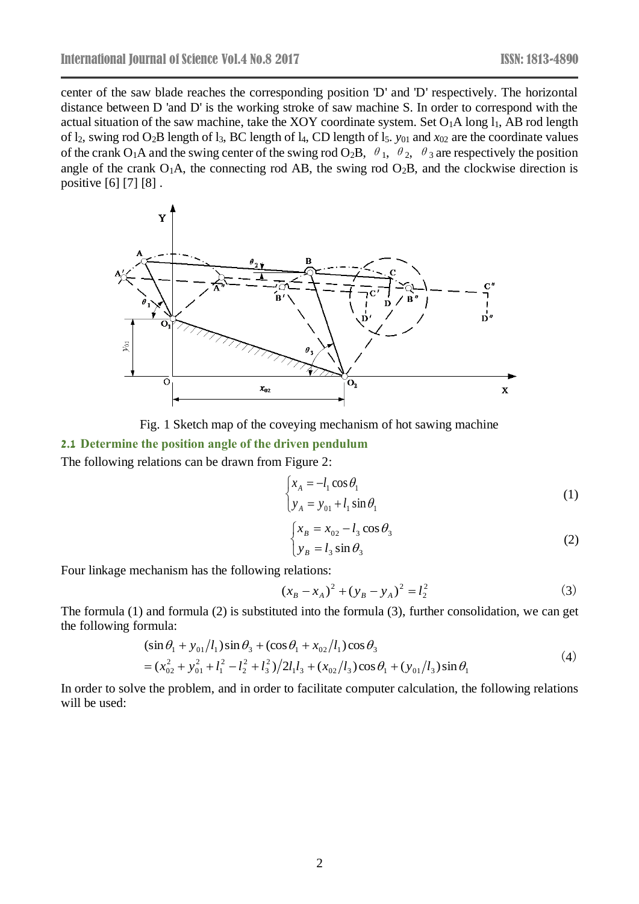center of the saw blade reaches the corresponding position 'D' and 'D' respectively. The horizontal distance between D 'and D' is the working stroke of saw machine S. In order to correspond with the actual situation of the saw machine, take the XOY coordinate system. Set $O_1A$ long $l_1$, AB rod length of $l_2$, swing rod $O_2B$ length of $l_3$, BC length of $l_4$, CD length of $l_5$. $y_{01}$ and $x_{02}$ are the coordinate values of the crank $O_1A$ and the swing center of the swing rod $O_2B$, $\theta_1$, $\theta_2$, $\theta_3$ are respectively the position angle of the crank $O_1A$, the connecting rod AB, the swing rod $O_2B$, and the clockwise direction is positive [6] [7] [8] .

Fig. 1 Sketch map of the coveying mechanism of hot sawing machine

### 2.1 Determine the position angle of the driven pendulum

The following relations can be drawn from Figure 2:

$$\begin{cases} x_A = -l_1 \cos\theta_1 \\ y_A = y_{01} + l_1 \sin\theta_1 \end{cases} \tag{1}$$

$$\begin{cases} x_B = x_{02} - l_3 \cos\theta_3 \\ y_B = l_3 \sin\theta_3 \end{cases} \tag{2}$$

Four linkage mechanism has the following relations:

$$(x_B - x_A)^2 + (y_B - y_A)^2 = l_2^2 \tag{3}$$

The formula (1) and formula (2) is substituted into the formula (3), further consolidation, we can get the following formula:

$$\begin{aligned} &(\sin\theta_1 + y_{01}/l_1)\sin\theta_3 + (\cos\theta_1 + x_{02}/l_1)\cos\theta_3 \\ &= (x_{02}^2 + y_{01}^2 + l_1^2 - l_2^2 + l_3^2)/2l_1 l_3 + (x_{02}/l_3)\cos\theta_1 + (y_{01}/l_3)\sin\theta_1 \end{aligned} \tag{4}$$

In order to solve the problem, and in order to facilitate computer calculation, the following relations will be used: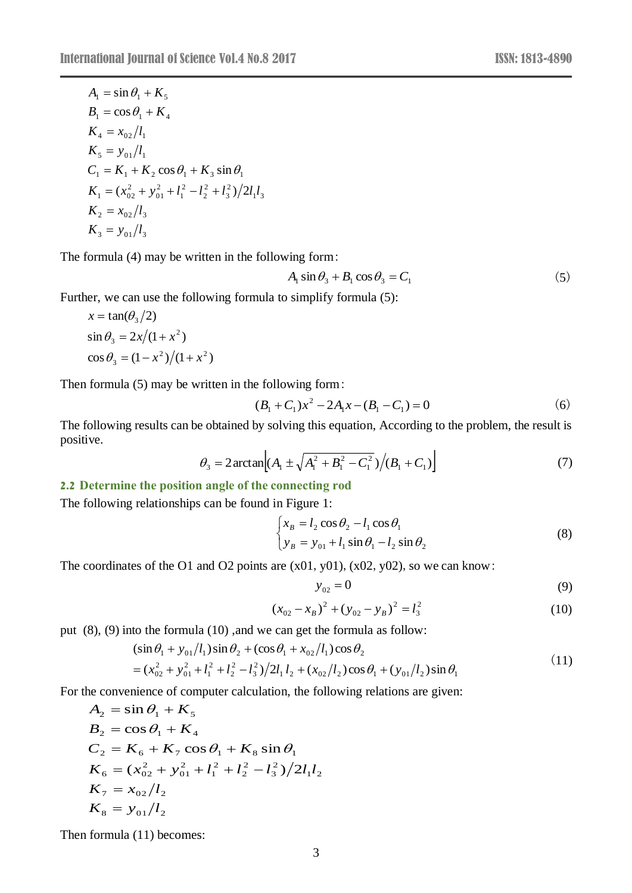$$A_1 = \sin\theta_1 + K_5$$
$$B_1 = \cos\theta_1 + K_4$$
$$K_4 = x_{02}/l_1$$
$$K_5 = y_{01}/l_1$$
$$C_1 = K_1 + K_2\cos\theta_1 + K_3\sin\theta_1$$
$$K_1 = (x_{02}^2 + y_{01}^2 + l_1^2 - l_2^2 + l_3^2)/2l_1 l_3$$
$$K_2 = x_{02}/l_3$$
$$K_3 = y_{01}/l_3$$

The formula (4) may be written in the following form:

$$A_1\sin\theta_3 + B_1\cos\theta_3 = C_1 \tag{5}$$

Further, we can use the following formula to simplify formula (5):

$$x = \tan(\theta_3/2)$$
$$\sin\theta_3 = 2x/(1+x^2)$$
$$\cos\theta_3 = (1-x^2)/(1+x^2)$$

Then formula (5) may be written in the following form:

$$(B_1 + C_1)x^2 - 2A_1 x - (B_1 - C_1) = 0 \tag{6}$$

The following results can be obtained by solving this equation, According to the problem, the result is positive.

$$\theta_3 = 2\arctan\left[\left(A_1 \pm \sqrt{A_1^2 + B_1^2 - C_1^2}\right)/(B_1 + C_1)\right] \tag{7}$$

## 2.2 Determine the position angle of the connecting rod

The following relationships can be found in Figure 1:

$$\begin{cases} x_B = l_2\cos\theta_2 - l_1\cos\theta_1 \\ y_B = y_{01} + l_1\sin\theta_1 - l_2\sin\theta_2 \end{cases} \tag{8}$$

The coordinates of the O1 and O2 points are (x01, y01), (x02, y02), so we can know:

$$y_{02} = 0 \tag{9}$$

$$(x_{02} - x_B)^2 + (y_{02} - y_B)^2 = l_3^2 \tag{10}$$

put (8), (9) into the formula (10) ,and we can get the formula as follow:

$$\begin{aligned}&(\sin\theta_1 + y_{01}/l_1)\sin\theta_2 + (\cos\theta_1 + x_{02}/l_1)\cos\theta_2 \\ &= (x_{02}^2 + y_{01}^2 + l_1^2 + l_2^2 - l_3^2)/2l_1 l_2 + (x_{02}/l_2)\cos\theta_1 + (y_{01}/l_2)\sin\theta_1\end{aligned} \tag{11}$$

For the convenience of computer calculation, the following relations are given:

$$A_2 = \sin\theta_1 + K_5$$
$$B_2 = \cos\theta_1 + K_4$$
$$C_2 = K_6 + K_7\cos\theta_1 + K_8\sin\theta_1$$
$$K_6 = (x_{02}^2 + y_{01}^2 + l_1^2 + l_2^2 - l_3^2)/2l_1 l_2$$
$$K_7 = x_{02}/l_2$$
$$K_8 = y_{01}/l_2$$

Then formula (11) becomes: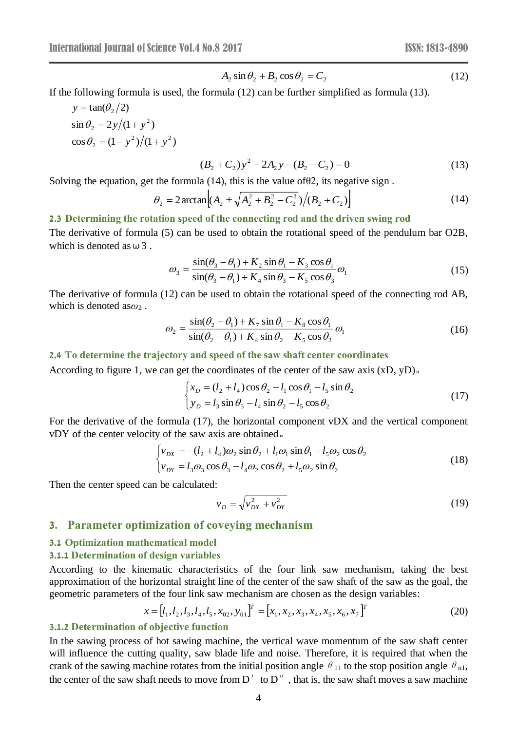$$A_2 \sin\theta_2 + B_2 \cos\theta_2 = C_2 \tag{12}$$

If the following formula is used, the formula (12) can be further simplified as formula (13).

$$y = \tan(\theta_2/2)$$

$$\sin\theta_2 = 2y/(1+y^2)$$

$$\cos\theta_2 = (1-y^2)/(1+y^2)$$

$$(B_2 + C_2)y^2 - 2A_2 y - (B_2 - C_2) = 0 \tag{13}$$

Solving the equation, get the formula (14), this is the value of$\theta_2$, its negative sign .

$$\theta_2 = 2\arctan\left[\left(A_2 \pm \sqrt{A_2^2 + B_2^2 - C_2^2}\right)\Big/(B_2 + C_2)\right] \tag{14}$$

### 2.3 Determining the rotation speed of the connecting rod and the driven swing rod

The derivative of formula (5) can be used to obtain the rotational speed of the pendulum bar O2B, which is denoted as $\omega 3$ .

$$\omega_3 = \frac{\sin(\theta_3 - \theta_1) + K_2 \sin\theta_1 - K_3 \cos\theta_1}{\sin(\theta_3 - \theta_1) + K_4 \sin\theta_3 - K_5 \cos\theta_3}\omega_1 \tag{15}$$

The derivative of formula (12) can be used to obtain the rotational speed of the connecting rod AB, which is denoted as$\omega_2$ .

$$\omega_2 = \frac{\sin(\theta_2 - \theta_1) + K_7 \sin\theta_1 - K_8 \cos\theta_1}{\sin(\theta_2 - \theta_1) + K_4 \sin\theta_2 - K_5 \cos\theta_2}\omega_1 \tag{16}$$

### 2.4 To determine the trajectory and speed of the saw shaft center coordinates

According to figure 1, we can get the coordinates of the center of the saw axis (xD, yD)。

$$\begin{cases} x_D = (l_2 + l_4)\cos\theta_2 - l_1\cos\theta_1 - l_5\sin\theta_2 \\ y_D = l_3\sin\theta_3 - l_4\sin\theta_2 - l_5\cos\theta_2 \end{cases} \tag{17}$$

For the derivative of the formula (17), the horizontal component vDX and the vertical component vDY of the center velocity of the saw axis are obtained。

$$\begin{cases} v_{DX} = -(l_2 + l_4)\omega_2\sin\theta_2 + l_1\omega_1\sin\theta_1 - l_5\omega_2\cos\theta_2 \\ v_{DY} = l_3\omega_3\cos\theta_3 - l_4\omega_2\cos\theta_2 + l_5\omega_2\sin\theta_2 \end{cases} \tag{18}$$

Then the center speed can be calculated:

$$v_D = \sqrt{v_{DX}^2 + v_{DY}^2} \tag{19}$$

## 3. Parameter optimization of coveying mechanism

### 3.1 Optimization mathematical model

#### 3.1.1 Determination of design variables

According to the kinematic characteristics of the four link saw mechanism, taking the best approximation of the horizontal straight line of the center of the saw shaft of the saw as the goal, the geometric parameters of the four link saw mechanism are chosen as the design variables:

$$x = [l_1, l_2, l_3, l_4, l_5, x_{02}, y_{01}]^T = [x_1, x_2, x_3, x_4, x_5, x_6, x_7]^T \tag{20}$$

#### 3.1.2 Determination of objective function

In the sawing process of hot sawing machine, the vertical wave momentum of the saw shaft center will influence the cutting quality, saw blade life and noise. Therefore, it is required that when the crank of the sawing machine rotates from the initial position angle $\theta_{11}$ to the stop position angle $\theta_{n1}$, the center of the saw shaft needs to move from D′ to D″ , that is, the saw shaft moves a saw machine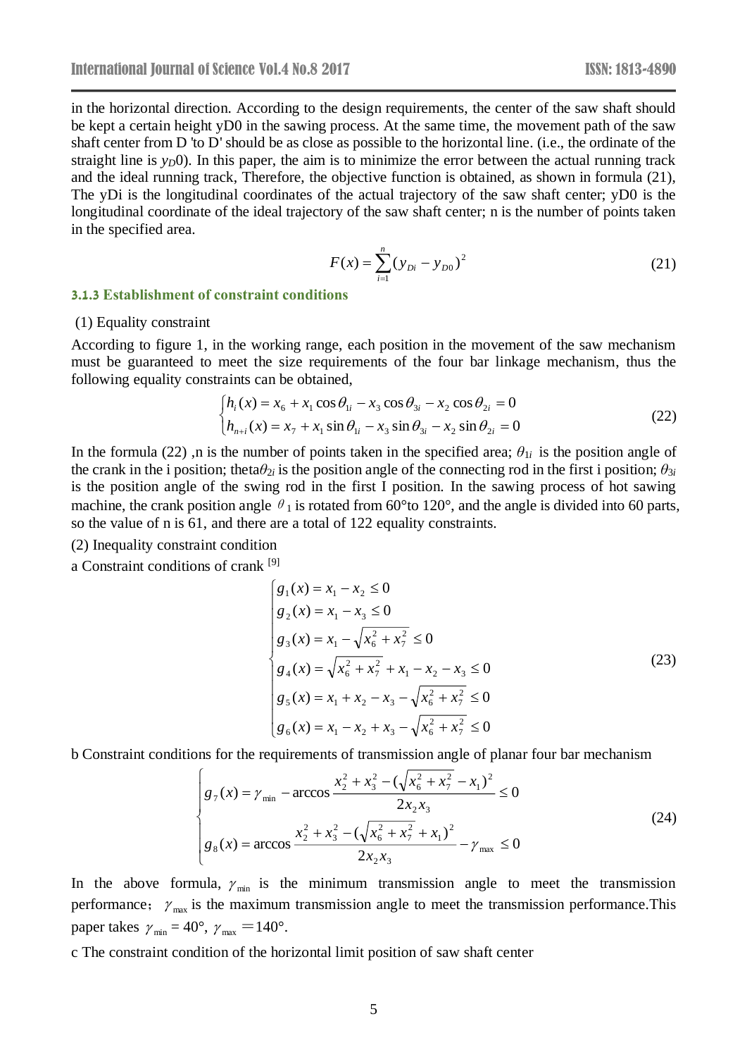in the horizontal direction. According to the design requirements, the center of the saw shaft should be kept a certain height yD0 in the sawing process. At the same time, the movement path of the saw shaft center from D 'to D' should be as close as possible to the horizontal line. (i.e., the ordinate of the straight line is $y_D0$). In this paper, the aim is to minimize the error between the actual running track and the ideal running track, Therefore, the objective function is obtained, as shown in formula (21), The yDi is the longitudinal coordinates of the actual trajectory of the saw shaft center; yD0 is the longitudinal coordinate of the ideal trajectory of the saw shaft center; n is the number of points taken in the specified area.

$$F(x) = \sum_{i=1}^{n} (y_{Di} - y_{D0})^2 \tag{21}$$

### 3.1.3 Establishment of constraint conditions

(1) Equality constraint

According to figure 1, in the working range, each position in the movement of the saw mechanism must be guaranteed to meet the size requirements of the four bar linkage mechanism, thus the following equality constraints can be obtained,

$$\begin{cases} h_i(x) = x_6 + x_1 \cos\theta_{1i} - x_3 \cos\theta_{3i} - x_2 \cos\theta_{2i} = 0 \\ h_{n+i}(x) = x_7 + x_1 \sin\theta_{1i} - x_3 \sin\theta_{3i} - x_2 \sin\theta_{2i} = 0 \end{cases} \tag{22}$$

In the formula (22) ,n is the number of points taken in the specified area; $\theta_{1i}$ is the position angle of the crank in the i position; theta$\theta_{2i}$ is the position angle of the connecting rod in the first i position; $\theta_{3i}$ is the position angle of the swing rod in the first I position. In the sawing process of hot sawing machine, the crank position angle $\theta_1$ is rotated from 60°to 120°, and the angle is divided into 60 parts, so the value of n is 61, and there are a total of 122 equality constraints.

(2) Inequality constraint condition

a Constraint conditions of crank [9]

$$\begin{cases} g_1(x) = x_1 - x_2 \le 0 \\ g_2(x) = x_1 - x_3 \le 0 \\ g_3(x) = x_1 - \sqrt{x_6^2 + x_7^2} \le 0 \\ g_4(x) = \sqrt{x_6^2 + x_7^2} + x_1 - x_2 - x_3 \le 0 \\ g_5(x) = x_1 + x_2 - x_3 - \sqrt{x_6^2 + x_7^2} \le 0 \\ g_6(x) = x_1 - x_2 + x_3 - \sqrt{x_6^2 + x_7^2} \le 0 \end{cases} \tag{23}$$

b Constraint conditions for the requirements of transmission angle of planar four bar mechanism

$$\begin{cases} g_7(x) = \gamma_{\min} - \arccos \dfrac{x_2^2 + x_3^2 - (\sqrt{x_6^2 + x_7^2} - x_1)^2}{2x_2 x_3} \le 0 \\ g_8(x) = \arccos \dfrac{x_2^2 + x_3^2 - (\sqrt{x_6^2 + x_7^2} + x_1)^2}{2x_2 x_3} - \gamma_{\max} \le 0 \end{cases} \tag{24}$$

In the above formula, $\gamma_{\min}$ is the minimum transmission angle to meet the transmission performance; $\gamma_{\max}$ is the maximum transmission angle to meet the transmission performance.This paper takes $\gamma_{\min} = 40°$, $\gamma_{\max} = 140°$.

c The constraint condition of the horizontal limit position of saw shaft center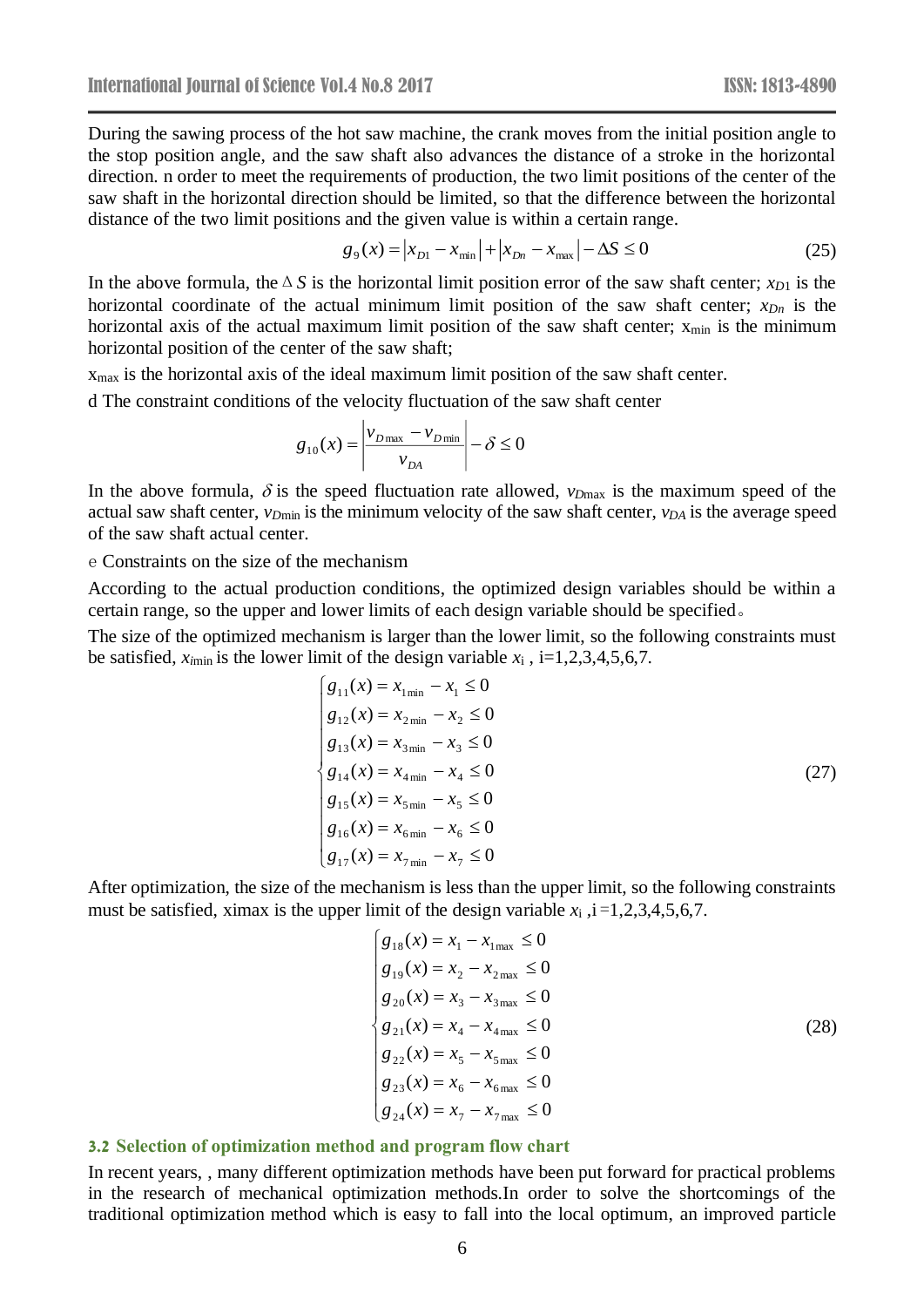During the sawing process of the hot saw machine, the crank moves from the initial position angle to the stop position angle, and the saw shaft also advances the distance of a stroke in the horizontal direction. n order to meet the requirements of production, the two limit positions of the center of the saw shaft in the horizontal direction should be limited, so that the difference between the horizontal distance of the two limit positions and the given value is within a certain range.

$$g_9(x) = |x_{D1} - x_{\min}| + |x_{Dn} - x_{\max}| - \Delta S \le 0 \tag{25}$$

In the above formula, the $\Delta S$ is the horizontal limit position error of the saw shaft center; $x_{D1}$ is the horizontal coordinate of the actual minimum limit position of the saw shaft center; $x_{Dn}$ is the horizontal axis of the actual maximum limit position of the saw shaft center; $x_{\min}$ is the minimum horizontal position of the center of the saw shaft;

$x_{\max}$ is the horizontal axis of the ideal maximum limit position of the saw shaft center.

d The constraint conditions of the velocity fluctuation of the saw shaft center

$$g_{10}(x) = \left| \frac{v_{D\max} - v_{D\min}}{v_{DA}} \right| - \delta \le 0$$

In the above formula, $\delta$ is the speed fluctuation rate allowed, $v_{D\max}$ is the maximum speed of the actual saw shaft center, $v_{D\min}$ is the minimum velocity of the saw shaft center, $v_{DA}$ is the average speed of the saw shaft actual center.

e Constraints on the size of the mechanism

According to the actual production conditions, the optimized design variables should be within a certain range, so the upper and lower limits of each design variable should be specified。

The size of the optimized mechanism is larger than the lower limit, so the following constraints must be satisfied, $x_{i\min}$ is the lower limit of the design variable $x_i$ , i=1,2,3,4,5,6,7.

$$\begin{cases} g_{11}(x) = x_{1\min} - x_1 \le 0 \\ g_{12}(x) = x_{2\min} - x_2 \le 0 \\ g_{13}(x) = x_{3\min} - x_3 \le 0 \\ g_{14}(x) = x_{4\min} - x_4 \le 0 \\ g_{15}(x) = x_{5\min} - x_5 \le 0 \\ g_{16}(x) = x_{6\min} - x_6 \le 0 \\ g_{17}(x) = x_{7\min} - x_7 \le 0 \end{cases} \tag{27}$$

After optimization, the size of the mechanism is less than the upper limit, so the following constraints must be satisfied, ximax is the upper limit of the design variable $x_i$ ,i =1,2,3,4,5,6,7.

$$\begin{cases} g_{18}(x) = x_1 - x_{1\max} \le 0 \\ g_{19}(x) = x_2 - x_{2\max} \le 0 \\ g_{20}(x) = x_3 - x_{3\max} \le 0 \\ g_{21}(x) = x_4 - x_{4\max} \le 0 \\ g_{22}(x) = x_5 - x_{5\max} \le 0 \\ g_{23}(x) = x_6 - x_{6\max} \le 0 \\ g_{24}(x) = x_7 - x_{7\max} \le 0 \end{cases} \tag{28}$$

### 3.2 Selection of optimization method and program flow chart

In recent years, , many different optimization methods have been put forward for practical problems in the research of mechanical optimization methods.In order to solve the shortcomings of the traditional optimization method which is easy to fall into the local optimum, an improved particle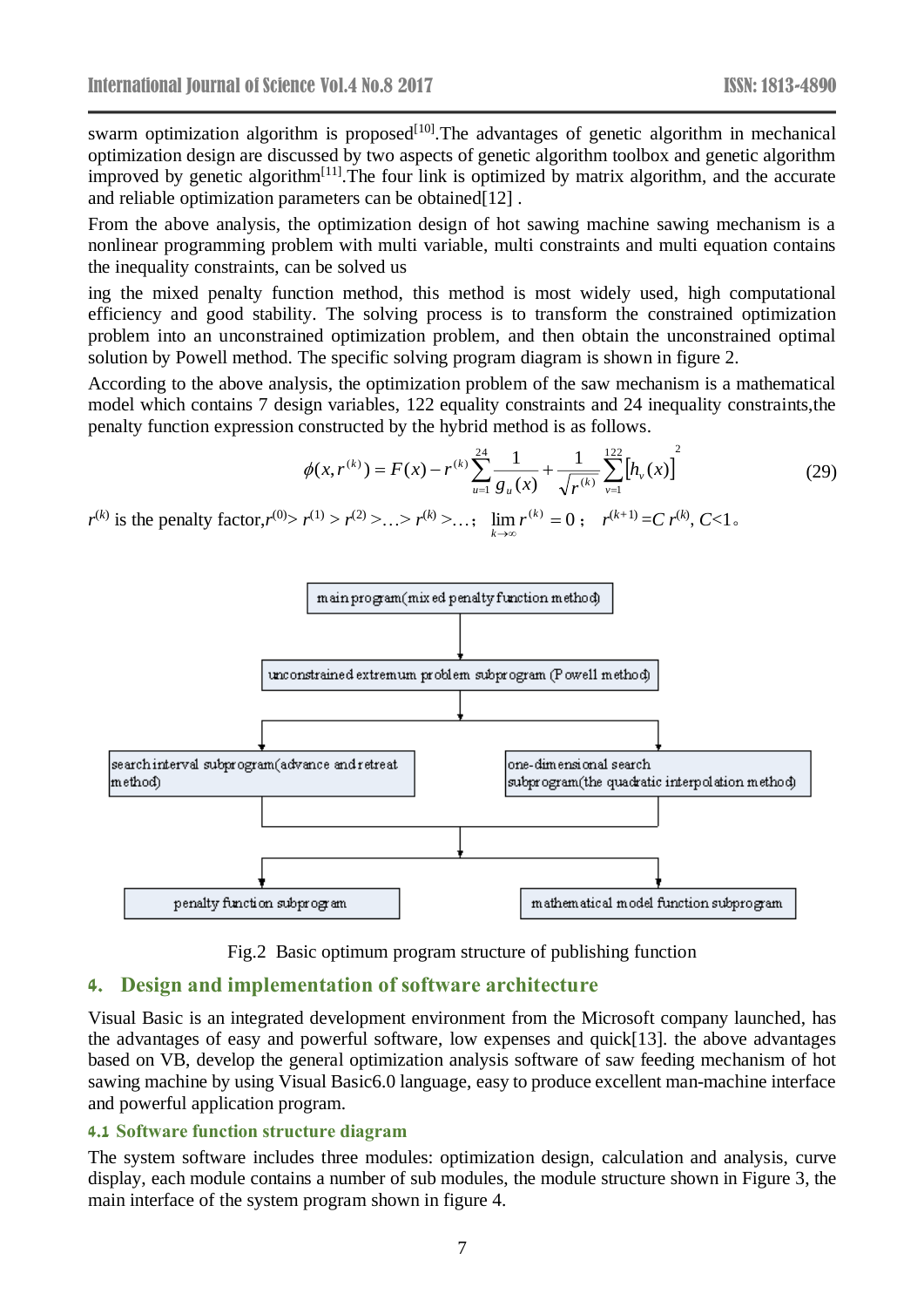swarm optimization algorithm is proposed[10].The advantages of genetic algorithm in mechanical optimization design are discussed by two aspects of genetic algorithm toolbox and genetic algorithm improved by genetic algorithm[11].The four link is optimized by matrix algorithm, and the accurate and reliable optimization parameters can be obtained[12] .

From the above analysis, the optimization design of hot sawing machine sawing mechanism is a nonlinear programming problem with multi variable, multi constraints and multi equation contains the inequality constraints, can be solved us

ing the mixed penalty function method, this method is most widely used, high computational efficiency and good stability. The solving process is to transform the constrained optimization problem into an unconstrained optimization problem, and then obtain the unconstrained optimal solution by Powell method. The specific solving program diagram is shown in figure 2.

According to the above analysis, the optimization problem of the saw mechanism is a mathematical model which contains 7 design variables, 122 equality constraints and 24 inequality constraints,the penalty function expression constructed by the hybrid method is as follows.

$$\phi(x,r^{(k)}) = F(x) - r^{(k)}\sum_{u=1}^{24}\frac{1}{g_u(x)} + \frac{1}{\sqrt{r^{(k)}}}\sum_{v=1}^{122}[h_v(x)]^2 \tag{29}$$

$r^{(k)}$ is the penalty factor,$r^{(0)} > r^{(1)} > r^{(2)} > \ldots > r^{(k)} > \ldots$; $\lim_{k\to\infty} r^{(k)} = 0$; $r^{(k+1)} = C\, r^{(k)}$, $C<1$。

main program(mixed penalty function method)

unconstrained extremum problem subprogram (Powell method)

search interval subprogram(advance and retreat method)

one-dimensional search subprogram(the quadratic interpolation method)

penalty function subprogram

mathematical model function subprogram

Fig.2 Basic optimum program structure of publishing function

## 4. Design and implementation of software architecture

Visual Basic is an integrated development environment from the Microsoft company launched, has the advantages of easy and powerful software, low expenses and quick[13]. the above advantages based on VB, develop the general optimization analysis software of saw feeding mechanism of hot sawing machine by using Visual Basic6.0 language, easy to produce excellent man-machine interface and powerful application program.

### 4.1 Software function structure diagram

The system software includes three modules: optimization design, calculation and analysis, curve display, each module contains a number of sub modules, the module structure shown in Figure 3, the main interface of the system program shown in figure 4.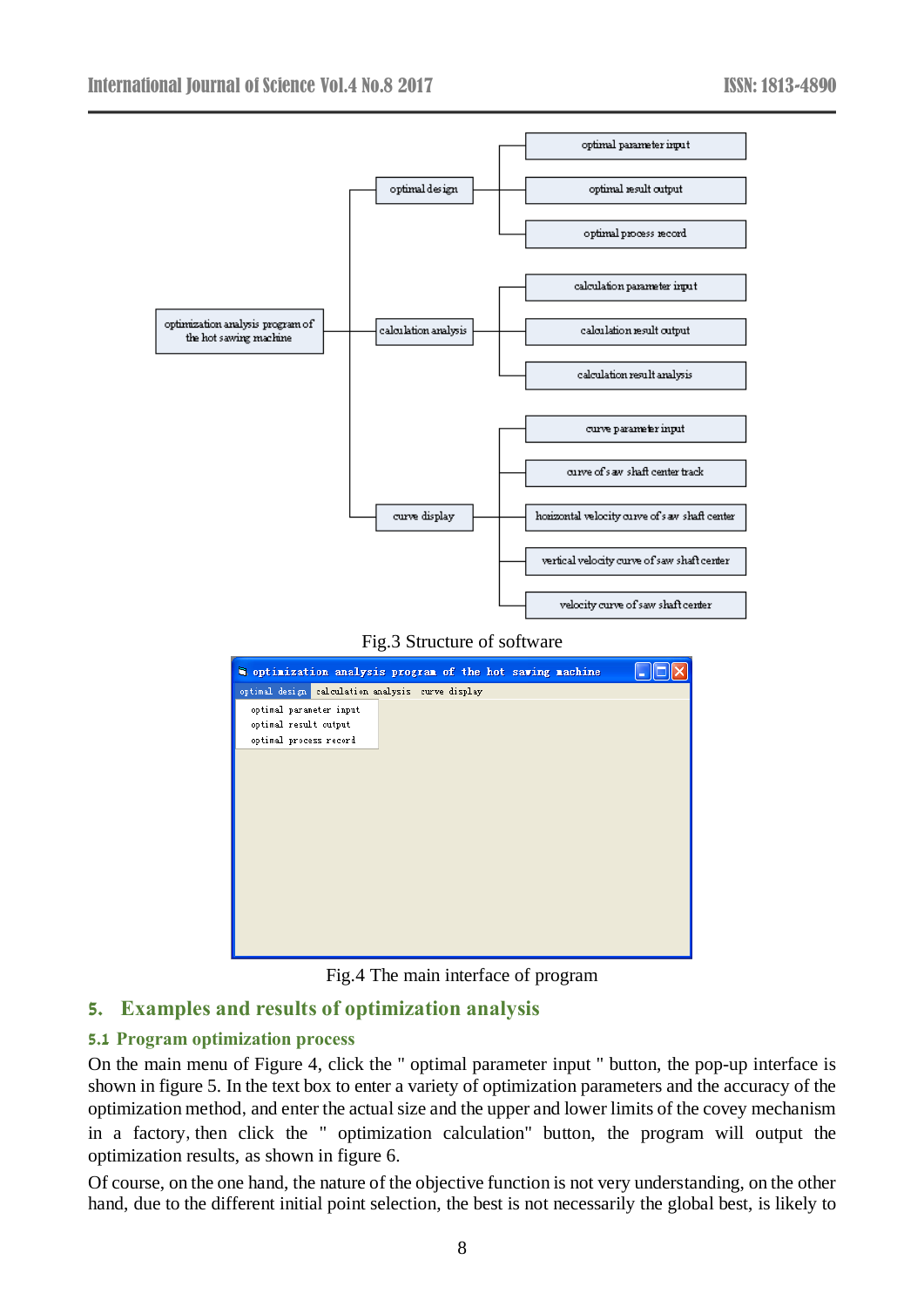Fig.3 Structure of software

Fig.4 The main interface of program

## 5. Examples and results of optimization analysis

### 5.1 Program optimization process

On the main menu of Figure 4, click the " optimal parameter input " button, the pop-up interface is shown in figure 5. In the text box to enter a variety of optimization parameters and the accuracy of the optimization method, and enter the actual size and the upper and lower limits of the covey mechanism in a factory, then click the " optimization calculation" button, the program will output the optimization results, as shown in figure 6.

Of course, on the one hand, the nature of the objective function is not very understanding, on the other hand, due to the different initial point selection, the best is not necessarily the global best, is likely to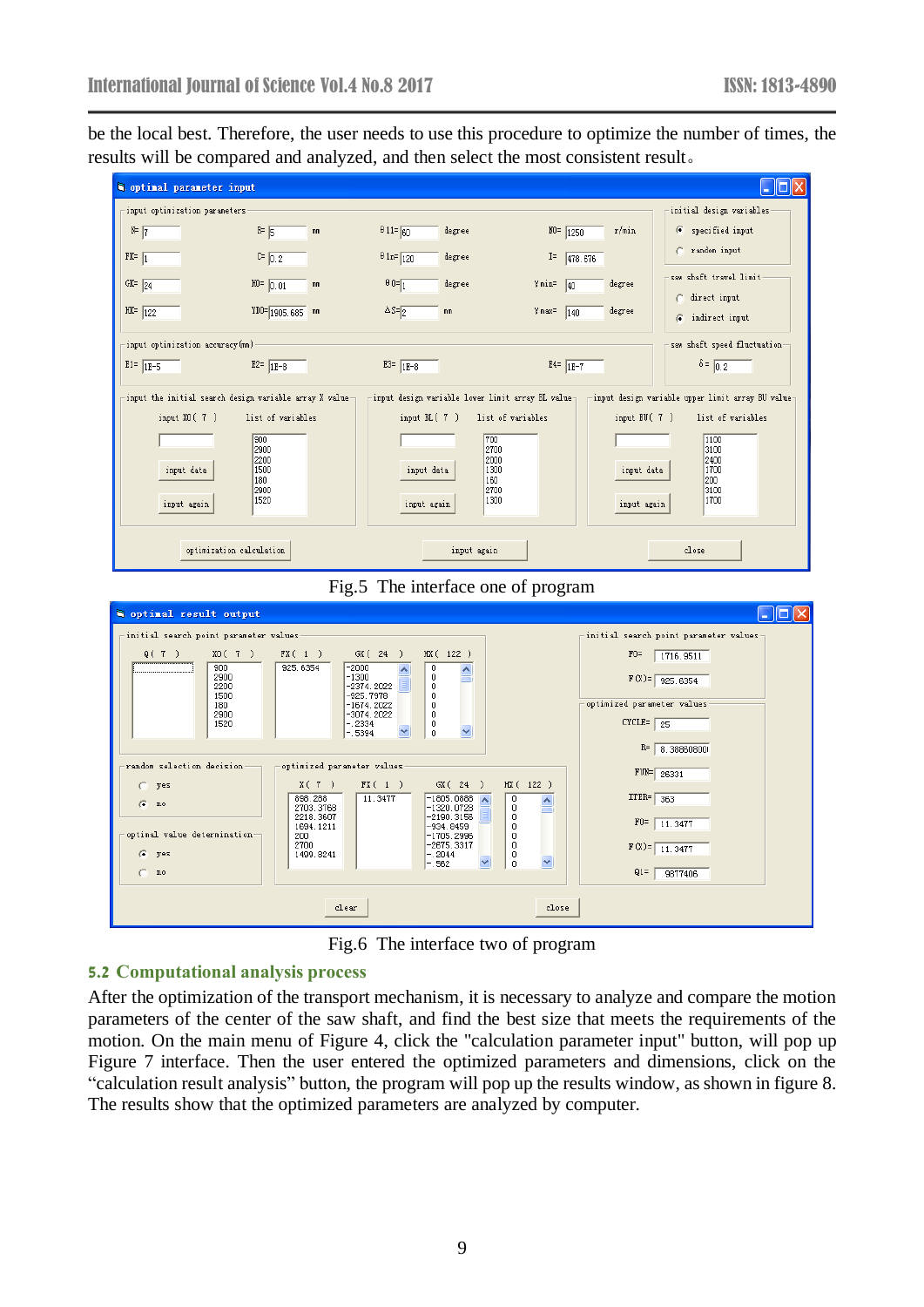be the local best. Therefore, the user needs to use this procedure to optimize the number of times, the results will be compared and analyzed, and then select the most consistent result。

Fig.5 The interface one of program

Fig.6 The interface two of program

### 5.2 Computational analysis process

After the optimization of the transport mechanism, it is necessary to analyze and compare the motion parameters of the center of the saw shaft, and find the best size that meets the requirements of the motion. On the main menu of Figure 4, click the "calculation parameter input" button, will pop up Figure 7 interface. Then the user entered the optimized parameters and dimensions, click on the “calculation result analysis” button, the program will pop up the results window, as shown in figure 8. The results show that the optimized parameters are analyzed by computer.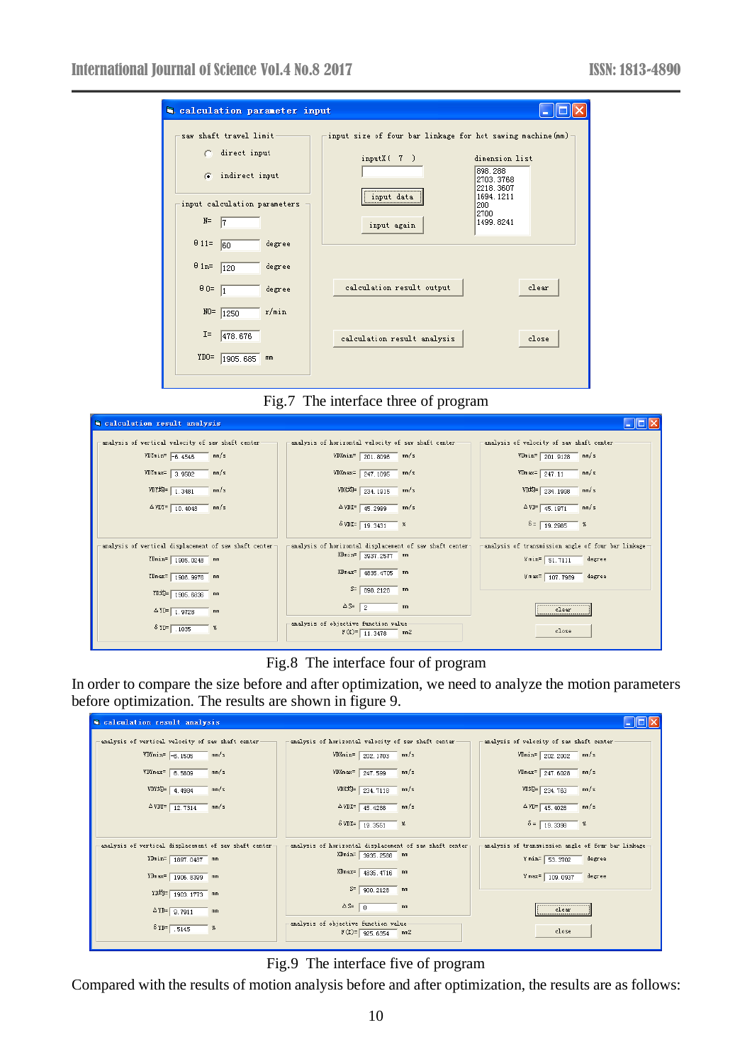Fig.7 The interface three of program

Fig.8 The interface four of program

In order to compare the size before and after optimization, we need to analyze the motion parameters before optimization. The results are shown in figure 9.

Fig.9 The interface five of program

Compared with the results of motion analysis before and after optimization, the results are as follows: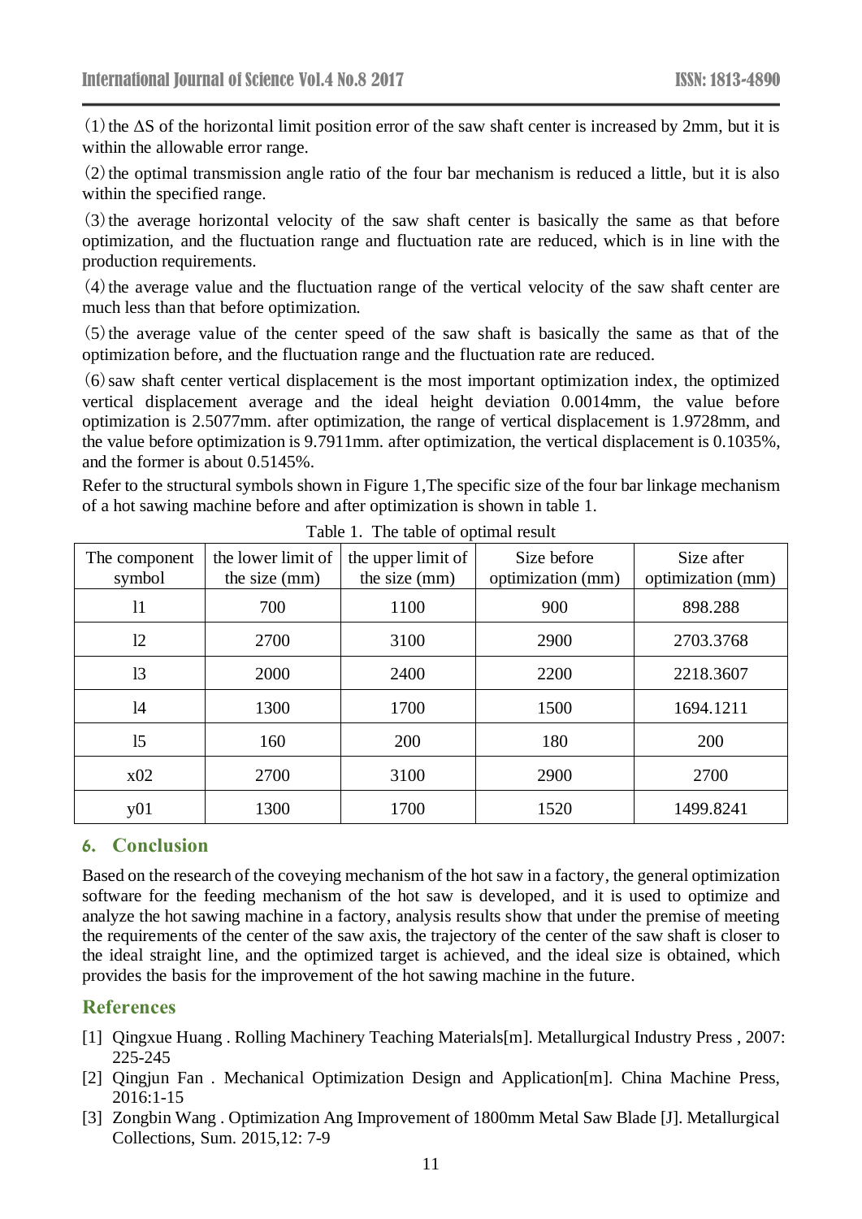(1) the ΔS of the horizontal limit position error of the saw shaft center is increased by 2mm, but it is within the allowable error range.

(2) the optimal transmission angle ratio of the four bar mechanism is reduced a little, but it is also within the specified range.

(3) the average horizontal velocity of the saw shaft center is basically the same as that before optimization, and the fluctuation range and fluctuation rate are reduced, which is in line with the production requirements.

(4) the average value and the fluctuation range of the vertical velocity of the saw shaft center are much less than that before optimization.

(5) the average value of the center speed of the saw shaft is basically the same as that of the optimization before, and the fluctuation range and the fluctuation rate are reduced.

(6) saw shaft center vertical displacement is the most important optimization index, the optimized vertical displacement average and the ideal height deviation 0.0014mm, the value before optimization is 2.5077mm. after optimization, the range of vertical displacement is 1.9728mm, and the value before optimization is 9.7911mm. after optimization, the vertical displacement is 0.1035%, and the former is about 0.5145%.

Refer to the structural symbols shown in Figure 1,The specific size of the four bar linkage mechanism of a hot sawing machine before and after optimization is shown in table 1.

Table 1. The table of optimal result

| The component symbol | the lower limit of the size (mm) | the upper limit of the size (mm) | Size before optimization (mm) | Size after optimization (mm) |
|---|---|---|---|---|
| l1 | 700 | 1100 | 900 | 898.288 |
| l2 | 2700 | 3100 | 2900 | 2703.3768 |
| l3 | 2000 | 2400 | 2200 | 2218.3607 |
| l4 | 1300 | 1700 | 1500 | 1694.1211 |
| l5 | 160 | 200 | 180 | 200 |
| x02 | 2700 | 3100 | 2900 | 2700 |
| y01 | 1300 | 1700 | 1520 | 1499.8241 |

## 6. Conclusion

Based on the research of the coveying mechanism of the hot saw in a factory, the general optimization software for the feeding mechanism of the hot saw is developed, and it is used to optimize and analyze the hot sawing machine in a factory, analysis results show that under the premise of meeting the requirements of the center of the saw axis, the trajectory of the center of the saw shaft is closer to the ideal straight line, and the optimized target is achieved, and the ideal size is obtained, which provides the basis for the improvement of the hot sawing machine in the future.

## References

[1] Qingxue Huang . Rolling Machinery Teaching Materials[m]. Metallurgical Industry Press , 2007: 225-245

[2] Qingjun Fan . Mechanical Optimization Design and Application[m]. China Machine Press, 2016:1-15

[3] Zongbin Wang . Optimization Ang Improvement of 1800mm Metal Saw Blade [J]. Metallurgical Collections, Sum. 2015,12: 7-9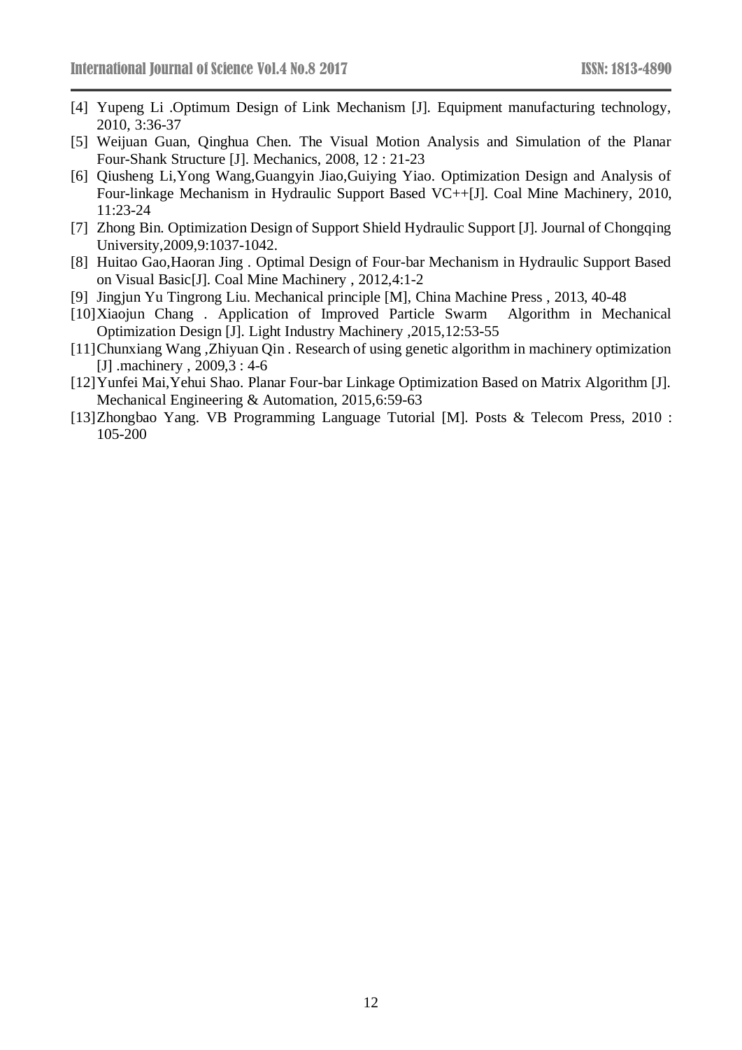[4] Yupeng Li .Optimum Design of Link Mechanism [J]. Equipment manufacturing technology, 2010, 3:36-37

[5] Weijuan Guan, Qinghua Chen. The Visual Motion Analysis and Simulation of the Planar Four-Shank Structure [J]. Mechanics, 2008, 12 : 21-23

[6] Qiusheng Li,Yong Wang,Guangyin Jiao,Guiying Yiao. Optimization Design and Analysis of Four-linkage Mechanism in Hydraulic Support Based VC++[J]. Coal Mine Machinery, 2010, 11:23-24

[7] Zhong Bin. Optimization Design of Support Shield Hydraulic Support [J]. Journal of Chongqing University,2009,9:1037-1042.

[8] Huitao Gao,Haoran Jing . Optimal Design of Four-bar Mechanism in Hydraulic Support Based on Visual Basic[J]. Coal Mine Machinery , 2012,4:1-2

[9] Jingjun Yu Tingrong Liu. Mechanical principle [M], China Machine Press , 2013, 40-48

[10] Xiaojun Chang . Application of Improved Particle Swarm Algorithm in Mechanical Optimization Design [J]. Light Industry Machinery ,2015,12:53-55

[11] Chunxiang Wang ,Zhiyuan Qin . Research of using genetic algorithm in machinery optimization [J] .machinery , 2009,3 : 4-6

[12] Yunfei Mai,Yehui Shao. Planar Four-bar Linkage Optimization Based on Matrix Algorithm [J]. Mechanical Engineering & Automation, 2015,6:59-63

[13] Zhongbao Yang. VB Programming Language Tutorial [M]. Posts & Telecom Press, 2010 : 105-200